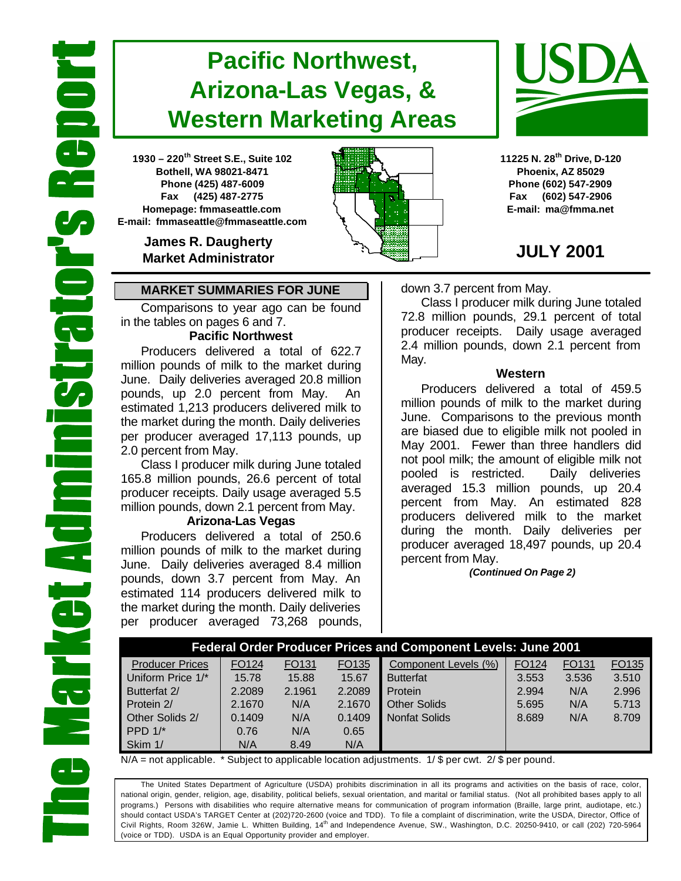The Market Administrator's Report

# Pacific Northwest, Arizona-Las Vegas, & Western Marketing Areas

USDA

1930 – 220th Street S.E., Suite 102
Bothell, WA 98021-8471
Phone (425) 487-6009
Fax (425) 487-2775
Homepage: fmmaseattle.com
E-mail: fmmaseattle@fmmaseattle.com

**James R. Daugherty**
**Market Administrator**

11225 N. 28th Drive, D-120
Phoenix, AZ 85029
Phone (602) 547-2909
Fax (602) 547-2906
E-mail: ma@fmma.net

## JULY 2001

## MARKET SUMMARIES FOR JUNE

Comparisons to year ago can be found in the tables on pages 6 and 7.

### Pacific Northwest

Producers delivered a total of 622.7 million pounds of milk to the market during June. Daily deliveries averaged 20.8 million pounds, up 2.0 percent from May. An estimated 1,213 producers delivered milk to the market during the month. Daily deliveries per producer averaged 17,113 pounds, up 2.0 percent from May.

Class I producer milk during June totaled 165.8 million pounds, 26.6 percent of total producer receipts. Daily usage averaged 5.5 million pounds, down 2.1 percent from May.

### Arizona-Las Vegas

Producers delivered a total of 250.6 million pounds of milk to the market during June. Daily deliveries averaged 8.4 million pounds, down 3.7 percent from May. An estimated 114 producers delivered milk to the market during the month. Daily deliveries per producer averaged 73,268 pounds, down 3.7 percent from May.

Class I producer milk during June totaled 72.8 million pounds, 29.1 percent of total producer receipts. Daily usage averaged 2.4 million pounds, down 2.1 percent from May.

### Western

Producers delivered a total of 459.5 million pounds of milk to the market during June. Comparisons to the previous month are biased due to eligible milk not pooled in May 2001. Fewer than three handlers did not pool milk; the amount of eligible milk not pooled is restricted. Daily deliveries averaged 15.3 million pounds, up 20.4 percent from May. An estimated 828 producers delivered milk to the market during the month. Daily deliveries per producer averaged 18,497 pounds, up 20.4 percent from May.

*(Continued On Page 2)*

**Federal Order Producer Prices and Component Levels: June 2001**

| Producer Prices | FO124 | FO131 | FO135 | Component Levels (%) | FO124 | FO131 | FO135 |
|---|---|---|---|---|---|---|---|
| Uniform Price 1/* | 15.78 | 15.88 | 15.67 | Butterfat | 3.553 | 3.536 | 3.510 |
| Butterfat 2/ | 2.2089 | 2.1961 | 2.2089 | Protein | 2.994 | N/A | 2.996 |
| Protein 2/ | 2.1670 | N/A | 2.1670 | Other Solids | 5.695 | N/A | 5.713 |
| Other Solids 2/ | 0.1409 | N/A | 0.1409 | Nonfat Solids | 8.689 | N/A | 8.709 |
| PPD 1/* | 0.76 | N/A | 0.65 | | | | |
| Skim 1/ | N/A | 8.49 | N/A | | | | |

N/A = not applicable. * Subject to applicable location adjustments. 1/ $ per cwt. 2/ $ per pound.

The United States Department of Agriculture (USDA) prohibits discrimination in all its programs and activities on the basis of race, color, national origin, gender, religion, age, disability, political beliefs, sexual orientation, and marital or familial status. (Not all prohibited bases apply to all programs.) Persons with disabilities who require alternative means for communication of program information (Braille, large print, audiotape, etc.) should contact USDA's TARGET Center at (202)720-2600 (voice and TDD). To file a complaint of discrimination, write the USDA, Director, Office of Civil Rights, Room 326W, Jamie L. Whitten Building, 14th and Independence Avenue, SW., Washington, D.C. 20250-9410, or call (202) 720-5964 (voice or TDD). USDA is an Equal Opportunity provider and employer.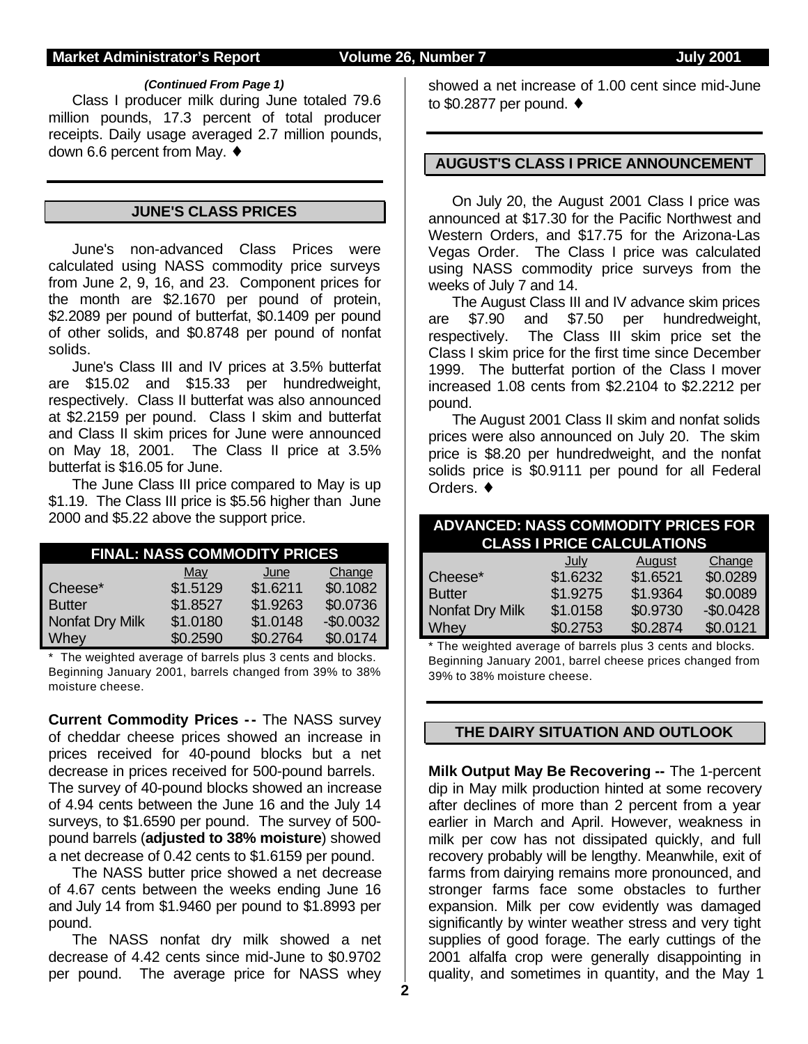*(Continued From Page 1)*

Class I producer milk during June totaled 79.6 million pounds, 17.3 percent of total producer receipts. Daily usage averaged 2.7 million pounds, down 6.6 percent from May. ♦

## JUNE'S CLASS PRICES

June's non-advanced Class Prices were calculated using NASS commodity price surveys from June 2, 9, 16, and 23. Component prices for the month are $2.1670 per pound of protein, $2.2089 per pound of butterfat, $0.1409 per pound of other solids, and $0.8748 per pound of nonfat solids.

June's Class III and IV prices at 3.5% butterfat are $15.02 and $15.33 per hundredweight, respectively. Class II butterfat was also announced at $2.2159 per pound. Class I skim and butterfat and Class II skim prices for June were announced on May 18, 2001. The Class II price at 3.5% butterfat is $16.05 for June.

The June Class III price compared to May is up $1.19. The Class III price is $5.56 higher than June 2000 and $5.22 above the support price.

**FINAL: NASS COMMODITY PRICES**

| | May | June | Change |
|---|---|---|---|
| Cheese* | $1.5129 | $1.6211 | $0.1082 |
| Butter | $1.8527 | $1.9263 | $0.0736 |
| Nonfat Dry Milk | $1.0180 | $1.0148 | -$0.0032 |
| Whey | $0.2590 | $0.2764 | $0.0174 |

\* The weighted average of barrels plus 3 cents and blocks. Beginning January 2001, barrels changed from 39% to 38% moisture cheese.

**Current Commodity Prices --** The NASS survey of cheddar cheese prices showed an increase in prices received for 40-pound blocks but a net decrease in prices received for 500-pound barrels. The survey of 40-pound blocks showed an increase of 4.94 cents between the June 16 and the July 14 surveys, to $1.6590 per pound. The survey of 500-pound barrels (**adjusted to 38% moisture**) showed a net decrease of 0.42 cents to $1.6159 per pound.

The NASS butter price showed a net decrease of 4.67 cents between the weeks ending June 16 and July 14 from $1.9460 per pound to $1.8993 per pound.

The NASS nonfat dry milk showed a net decrease of 4.42 cents since mid-June to $0.9702 per pound. The average price for NASS whey showed a net increase of 1.00 cent since mid-June to $0.2877 per pound. ♦

## AUGUST'S CLASS I PRICE ANNOUNCEMENT

On July 20, the August 2001 Class I price was announced at $17.30 for the Pacific Northwest and Western Orders, and $17.75 for the Arizona-Las Vegas Order. The Class I price was calculated using NASS commodity price surveys from the weeks of July 7 and 14.

The August Class III and IV advance skim prices are $7.90 and $7.50 per hundredweight, respectively. The Class III skim price set the Class I skim price for the first time since December 1999. The butterfat portion of the Class I mover increased 1.08 cents from $2.2104 to $2.2212 per pound.

The August 2001 Class II skim and nonfat solids prices were also announced on July 20. The skim price is $8.20 per hundredweight, and the nonfat solids price is $0.9111 per pound for all Federal Orders. ♦

**ADVANCED: NASS COMMODITY PRICES FOR CLASS I PRICE CALCULATIONS**

| | July | August | Change |
|---|---|---|---|
| Cheese* | $1.6232 | $1.6521 | $0.0289 |
| Butter | $1.9275 | $1.9364 | $0.0089 |
| Nonfat Dry Milk | $1.0158 | $0.9730 | -$0.0428 |
| Whey | $0.2753 | $0.2874 | $0.0121 |

\* The weighted average of barrels plus 3 cents and blocks. Beginning January 2001, barrel cheese prices changed from 39% to 38% moisture cheese.

## THE DAIRY SITUATION AND OUTLOOK

**Milk Output May Be Recovering --** The 1-percent dip in May milk production hinted at some recovery after declines of more than 2 percent from a year earlier in March and April. However, weakness in milk per cow has not dissipated quickly, and full recovery probably will be lengthy. Meanwhile, exit of farms from dairying remains more pronounced, and stronger farms face some obstacles to further expansion. Milk per cow evidently was damaged significantly by winter weather stress and very tight supplies of good forage. The early cuttings of the 2001 alfalfa crop were generally disappointing in quality, and sometimes in quantity, and the May 1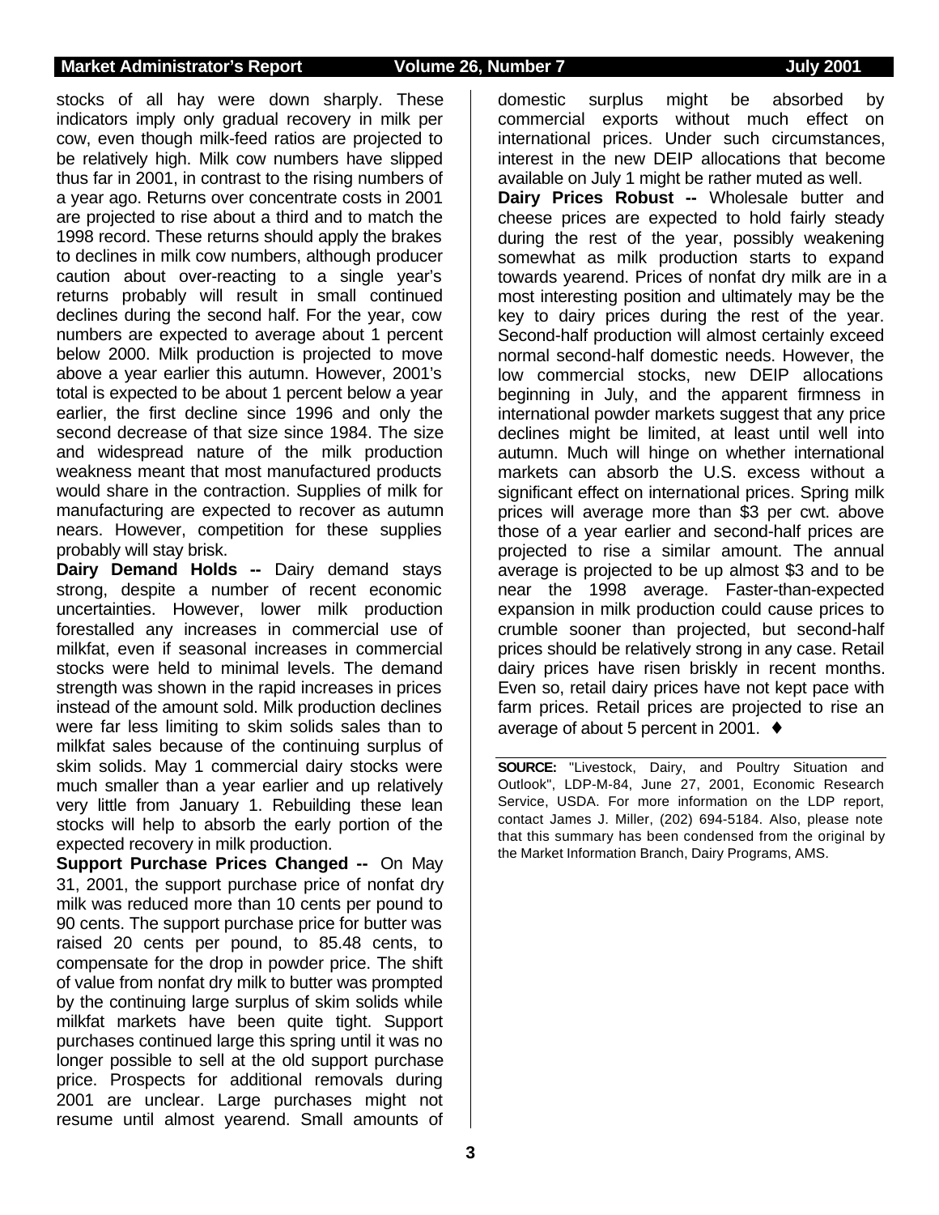stocks of all hay were down sharply. These indicators imply only gradual recovery in milk per cow, even though milk-feed ratios are projected to be relatively high. Milk cow numbers have slipped thus far in 2001, in contrast to the rising numbers of a year ago. Returns over concentrate costs in 2001 are projected to rise about a third and to match the 1998 record. These returns should apply the brakes to declines in milk cow numbers, although producer caution about over-reacting to a single year's returns probably will result in small continued declines during the second half. For the year, cow numbers are expected to average about 1 percent below 2000. Milk production is projected to move above a year earlier this autumn. However, 2001's total is expected to be about 1 percent below a year earlier, the first decline since 1996 and only the second decrease of that size since 1984. The size and widespread nature of the milk production weakness meant that most manufactured products would share in the contraction. Supplies of milk for manufacturing are expected to recover as autumn nears. However, competition for these supplies probably will stay brisk.

**Dairy Demand Holds --** Dairy demand stays strong, despite a number of recent economic uncertainties. However, lower milk production forestalled any increases in commercial use of milkfat, even if seasonal increases in commercial stocks were held to minimal levels. The demand strength was shown in the rapid increases in prices instead of the amount sold. Milk production declines were far less limiting to skim solids sales than to milkfat sales because of the continuing surplus of skim solids. May 1 commercial dairy stocks were much smaller than a year earlier and up relatively very little from January 1. Rebuilding these lean stocks will help to absorb the early portion of the expected recovery in milk production.

**Support Purchase Prices Changed --** On May 31, 2001, the support purchase price of nonfat dry milk was reduced more than 10 cents per pound to 90 cents. The support purchase price for butter was raised 20 cents per pound, to 85.48 cents, to compensate for the drop in powder price. The shift of value from nonfat dry milk to butter was prompted by the continuing large surplus of skim solids while milkfat markets have been quite tight. Support purchases continued large this spring until it was no longer possible to sell at the old support purchase price. Prospects for additional removals during 2001 are unclear. Large purchases might not resume until almost yearend. Small amounts of domestic surplus might be absorbed by commercial exports without much effect on international prices. Under such circumstances, interest in the new DEIP allocations that become available on July 1 might be rather muted as well.

**Dairy Prices Robust --** Wholesale butter and cheese prices are expected to hold fairly steady during the rest of the year, possibly weakening somewhat as milk production starts to expand towards yearend. Prices of nonfat dry milk are in a most interesting position and ultimately may be the key to dairy prices during the rest of the year. Second-half production will almost certainly exceed normal second-half domestic needs. However, the low commercial stocks, new DEIP allocations beginning in July, and the apparent firmness in international powder markets suggest that any price declines might be limited, at least until well into autumn. Much will hinge on whether international markets can absorb the U.S. excess without a significant effect on international prices. Spring milk prices will average more than $3 per cwt. above those of a year earlier and second-half prices are projected to rise a similar amount. The annual average is projected to be up almost $3 and to be near the 1998 average. Faster-than-expected expansion in milk production could cause prices to crumble sooner than projected, but second-half prices should be relatively strong in any case. Retail dairy prices have risen briskly in recent months. Even so, retail dairy prices have not kept pace with farm prices. Retail prices are projected to rise an average of about 5 percent in 2001. ♦

---

**SOURCE:** "Livestock, Dairy, and Poultry Situation and Outlook", LDP-M-84, June 27, 2001, Economic Research Service, USDA. For more information on the LDP report, contact James J. Miller, (202) 694-5184. Also, please note that this summary has been condensed from the original by the Market Information Branch, Dairy Programs, AMS.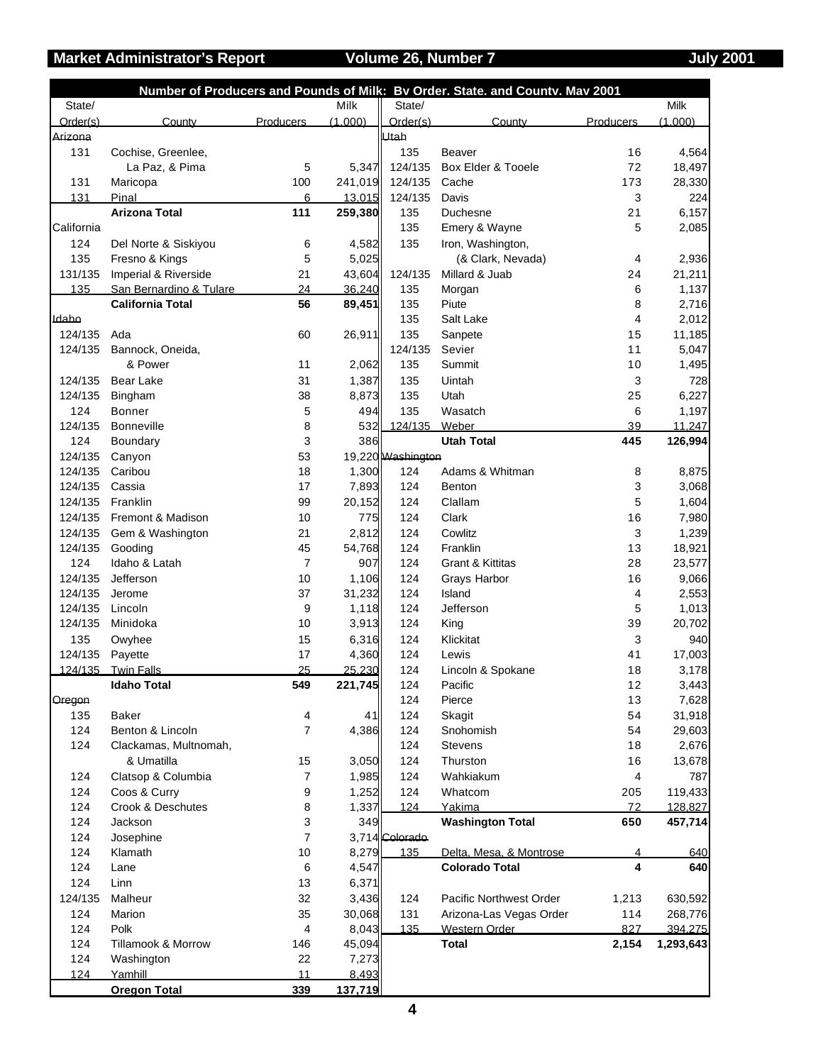## Number of Producers and Pounds of Milk: By Order, State, and County, May 2001

| State/ Order(s) | County | Producers | Milk (1,000) |
|---|---|---|---|
| **Arizona** | | | |
| 131 | Cochise, Greenlee, La Paz, & Pima | 5 | 5,347 |
| 131 | Maricopa | 100 | 241,019 |
| 131 | Pinal | 6 | 13,015 |
| | **Arizona Total** | **111** | **259,380** |
| **California** | | | |
| 124 | Del Norte & Siskiyou | 6 | 4,582 |
| 135 | Fresno & Kings | 5 | 5,025 |
| 131/135 | Imperial & Riverside | 21 | 43,604 |
| 135 | San Bernardino & Tulare | 24 | 36,240 |
| | **California Total** | **56** | **89,451** |
| **Idaho** | | | |
| 124/135 | Ada | 60 | 26,911 |
| 124/135 | Bannock, Oneida, & Power | 11 | 2,062 |
| 124/135 | Bear Lake | 31 | 1,387 |
| 124/135 | Bingham | 38 | 8,873 |
| 124 | Bonner | 5 | 494 |
| 124/135 | Bonneville | 8 | 532 |
| 124 | Boundary | 3 | 386 |
| 124/135 | Canyon | 53 | 19,220 |
| 124/135 | Caribou | 18 | 1,300 |
| 124/135 | Cassia | 17 | 7,893 |
| 124/135 | Franklin | 99 | 20,152 |
| 124/135 | Fremont & Madison | 10 | 775 |
| 124/135 | Gem & Washington | 21 | 2,812 |
| 124/135 | Gooding | 45 | 54,768 |
| 124 | Idaho & Latah | 7 | 907 |
| 124/135 | Jefferson | 10 | 1,106 |
| 124/135 | Jerome | 37 | 31,232 |
| 124/135 | Lincoln | 9 | 1,118 |
| 124/135 | Minidoka | 10 | 3,913 |
| 135 | Owyhee | 15 | 6,316 |
| 124/135 | Payette | 17 | 4,360 |
| 124/135 | Twin Falls | 25 | 25,230 |
| | **Idaho Total** | **549** | **221,745** |
| **Oregon** | | | |
| 135 | Baker | 4 | 41 |
| 124 | Benton & Lincoln | 7 | 4,386 |
| 124 | Clackamas, Multnomah, & Umatilla | 15 | 3,050 |
| 124 | Clatsop & Columbia | 7 | 1,985 |
| 124 | Coos & Curry | 9 | 1,252 |
| 124 | Crook & Deschutes | 8 | 1,337 |
| 124 | Jackson | 3 | 349 |
| 124 | Josephine | 7 | 3,714 |
| 124 | Klamath | 10 | 8,279 |
| 124 | Lane | 6 | 4,547 |
| 124 | Linn | 13 | 6,371 |
| 124/135 | Malheur | 32 | 3,436 |
| 124 | Marion | 35 | 30,068 |
| 124 | Polk | 4 | 8,043 |
| 124 | Tillamook & Morrow | 146 | 45,094 |
| 124 | Washington | 22 | 7,273 |
| 124 | Yamhill | 11 | 8,493 |
| | **Oregon Total** | **339** | **137,719** |
| **Utah** | | | |
| 135 | Beaver | 16 | 4,564 |
| 124/135 | Box Elder & Tooele | 72 | 18,497 |
| 124/135 | Cache | 173 | 28,330 |
| 124/135 | Davis | 3 | 224 |
| 135 | Duchesne | 21 | 6,157 |
| 135 | Emery & Wayne | 5 | 2,085 |
| 135 | Iron, Washington, (& Clark, Nevada) | 4 | 2,936 |
| 124/135 | Millard & Juab | 24 | 21,211 |
| 135 | Morgan | 6 | 1,137 |
| 135 | Piute | 8 | 2,716 |
| 135 | Salt Lake | 4 | 2,012 |
| 135 | Sanpete | 15 | 11,185 |
| 124/135 | Sevier | 11 | 5,047 |
| 135 | Summit | 10 | 1,495 |
| 135 | Uintah | 3 | 728 |
| 135 | Utah | 25 | 6,227 |
| 135 | Wasatch | 6 | 1,197 |
| 124/135 | Weber | 39 | 11,247 |
| | **Utah Total** | **445** | **126,994** |
| **Washington** | | | |
| 124 | Adams & Whitman | 8 | 8,875 |
| 124 | Benton | 3 | 3,068 |
| 124 | Clallam | 5 | 1,604 |
| 124 | Clark | 16 | 7,980 |
| 124 | Cowlitz | 3 | 1,239 |
| 124 | Franklin | 13 | 18,921 |
| 124 | Grant & Kittitas | 28 | 23,577 |
| 124 | Grays Harbor | 16 | 9,066 |
| 124 | Island | 4 | 2,553 |
| 124 | Jefferson | 5 | 1,013 |
| 124 | King | 39 | 20,702 |
| 124 | Klickitat | 3 | 940 |
| 124 | Lewis | 41 | 17,003 |
| 124 | Lincoln & Spokane | 18 | 3,178 |
| 124 | Pacific | 12 | 3,443 |
| 124 | Pierce | 13 | 7,628 |
| 124 | Skagit | 54 | 31,918 |
| 124 | Snohomish | 54 | 29,603 |
| 124 | Stevens | 18 | 2,676 |
| 124 | Thurston | 16 | 13,678 |
| 124 | Wahkiakum | 4 | 787 |
| 124 | Whatcom | 205 | 119,433 |
| 124 | Yakima | 72 | 128,827 |
| | **Washington Total** | **650** | **457,714** |
| **Colorado** | | | |
| 135 | Delta, Mesa, & Montrose | 4 | 640 |
| | **Colorado Total** | **4** | **640** |
| | | | |
| 124 | Pacific Northwest Order | 1,213 | 630,592 |
| 131 | Arizona-Las Vegas Order | 114 | 268,776 |
| 135 | Western Order | 827 | 394,275 |
| | **Total** | **2,154** | **1,293,643** |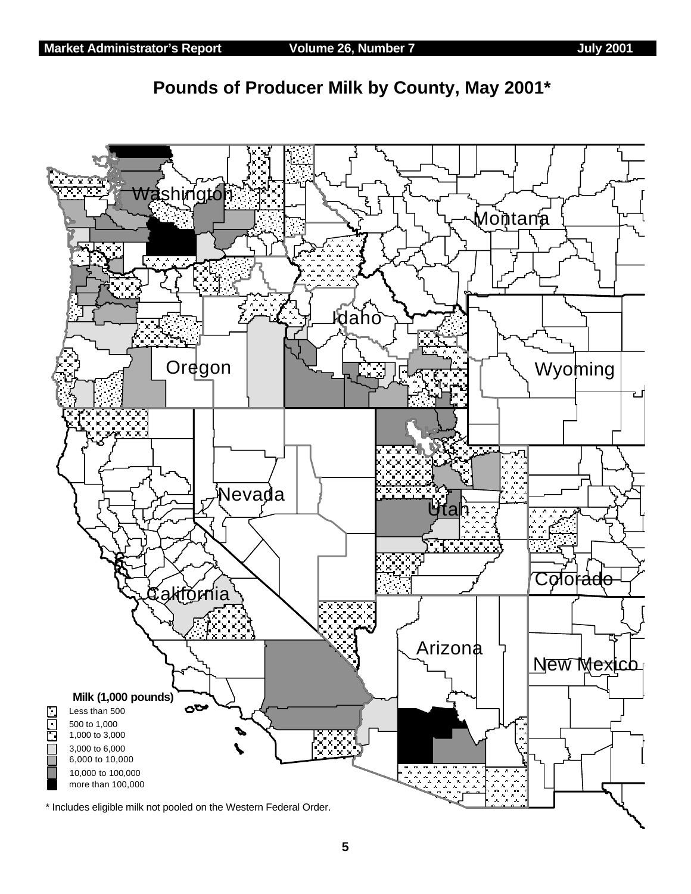# Pounds of Producer Milk by County, May 2001*

Washington

Montana

Idaho

Oregon

Wyoming

Nevada

Utah

Colorado

California

Arizona

New Mexico

**Milk (1,000 pounds)**

- Less than 500
- 500 to 1,000
- 1,000 to 3,000
- 3,000 to 6,000
- 6,000 to 10,000
- 10,000 to 100,000
- more than 100,000

\* Includes eligible milk not pooled on the Western Federal Order.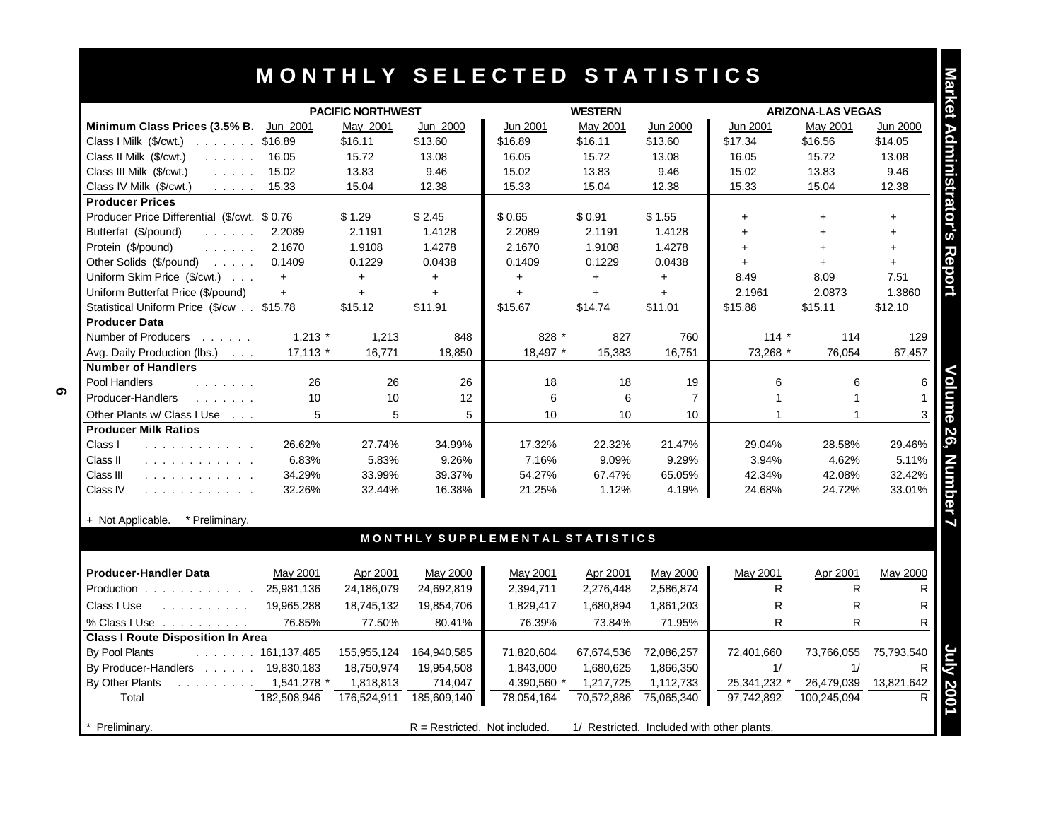# MONTHLY SELECTED STATISTICS

| | PACIFIC NORTHWEST | | | WESTERN | | | ARIZONA-LAS VEGAS | | |
|---|---|---|---|---|---|---|---|---|---|
| **Minimum Class Prices (3.5% B.F.)** | Jun 2001 | May 2001 | Jun 2000 | Jun 2001 | May 2001 | Jun 2000 | Jun 2001 | May 2001 | Jun 2000 |
| Class I Milk ($/cwt.) | $16.89 | $16.11 | $13.60 | $16.89 | $16.11 | $13.60 | $17.34 | $16.56 | $14.05 |
| Class II Milk ($/cwt.) | 16.05 | 15.72 | 13.08 | 16.05 | 15.72 | 13.08 | 16.05 | 15.72 | 13.08 |
| Class III Milk ($/cwt.) | 15.02 | 13.83 | 9.46 | 15.02 | 13.83 | 9.46 | 15.02 | 13.83 | 9.46 |
| Class IV Milk ($/cwt.) | 15.33 | 15.04 | 12.38 | 15.33 | 15.04 | 12.38 | 15.33 | 15.04 | 12.38 |
| **Producer Prices** | | | | | | | | | |
| Producer Price Differential ($/cwt.) | $ 0.76 | $ 1.29 | $ 2.45 | $ 0.65 | $ 0.91 | $ 1.55 | + | + | + |
| Butterfat ($/pound) | 2.2089 | 2.1191 | 1.4128 | 2.2089 | 2.1191 | 1.4128 | + | + | + |
| Protein ($/pound) | 2.1670 | 1.9108 | 1.4278 | 2.1670 | 1.9108 | 1.4278 | + | + | + |
| Other Solids ($/pound) | 0.1409 | 0.1229 | 0.0438 | 0.1409 | 0.1229 | 0.0438 | + | + | + |
| Uniform Skim Price ($/cwt.) | + | + | + | + | + | + | 8.49 | 8.09 | 7.51 |
| Uniform Butterfat Price ($/pound) | + | + | + | + | + | + | 2.1961 | 2.0873 | 1.3860 |
| Statistical Uniform Price ($/cwt.) | $15.78 | $15.12 | $11.91 | $15.67 | $14.74 | $11.01 | $15.88 | $15.11 | $12.10 |
| **Producer Data** | | | | | | | | | |
| Number of Producers | 1,213 * | 1,213 | 848 | 828 * | 827 | 760 | 114 * | 114 | 129 |
| Avg. Daily Production (lbs.) | 17,113 * | 16,771 | 18,850 | 18,497 * | 15,383 | 16,751 | 73,268 * | 76,054 | 67,457 |
| **Number of Handlers** | | | | | | | | | |
| Pool Handlers | 26 | 26 | 26 | 18 | 18 | 19 | 6 | 6 | 6 |
| Producer-Handlers | 10 | 10 | 12 | 6 | 6 | 7 | 1 | 1 | 1 |
| Other Plants w/ Class I Use | 5 | 5 | 5 | 10 | 10 | 10 | 1 | 1 | 3 |
| **Producer Milk Ratios** | | | | | | | | | |
| Class I | 26.62% | 27.74% | 34.99% | 17.32% | 22.32% | 21.47% | 29.04% | 28.58% | 29.46% |
| Class II | 6.83% | 5.83% | 9.26% | 7.16% | 9.09% | 9.29% | 3.94% | 4.62% | 5.11% |
| Class III | 34.29% | 33.99% | 39.37% | 54.27% | 67.47% | 65.05% | 42.34% | 42.08% | 32.42% |
| Class IV | 32.26% | 32.44% | 16.38% | 21.25% | 1.12% | 4.19% | 24.68% | 24.72% | 33.01% |

+ Not Applicable. * Preliminary.

## MONTHLY SUPPLEMENTAL STATISTICS

| **Producer-Handler Data** | May 2001 | Apr 2001 | May 2000 | May 2001 | Apr 2001 | May 2000 | May 2001 | Apr 2001 | May 2000 |
|---|---|---|---|---|---|---|---|---|---|
| Production | 25,981,136 | 24,186,079 | 24,692,819 | 2,394,711 | 2,276,448 | 2,586,874 | R | R | R |
| Class I Use | 19,965,288 | 18,745,132 | 19,854,706 | 1,829,417 | 1,680,894 | 1,861,203 | R | R | R |
| % Class I Use | 76.85% | 77.50% | 80.41% | 76.39% | 73.84% | 71.95% | R | R | R |
| **Class I Route Disposition In Area** | | | | | | | | | |
| By Pool Plants | 161,137,485 | 155,955,124 | 164,940,585 | 71,820,604 | 67,674,536 | 72,086,257 | 72,401,660 | 73,766,055 | 75,793,540 |
| By Producer-Handlers | 19,830,183 | 18,750,974 | 19,954,508 | 1,843,000 | 1,680,625 | 1,866,350 | 1/ | 1/ | R |
| By Other Plants | 1,541,278 * | 1,818,813 | 714,047 | 4,390,560 * | 1,217,725 | 1,112,733 | 25,341,232 * | 26,479,039 | 13,821,642 |
| Total | 182,508,946 | 176,524,911 | 185,609,140 | 78,054,164 | 70,572,886 | 75,065,340 | 97,742,892 | 100,245,094 | R |

* Preliminary. R = Restricted. Not included. 1/ Restricted. Included with other plants.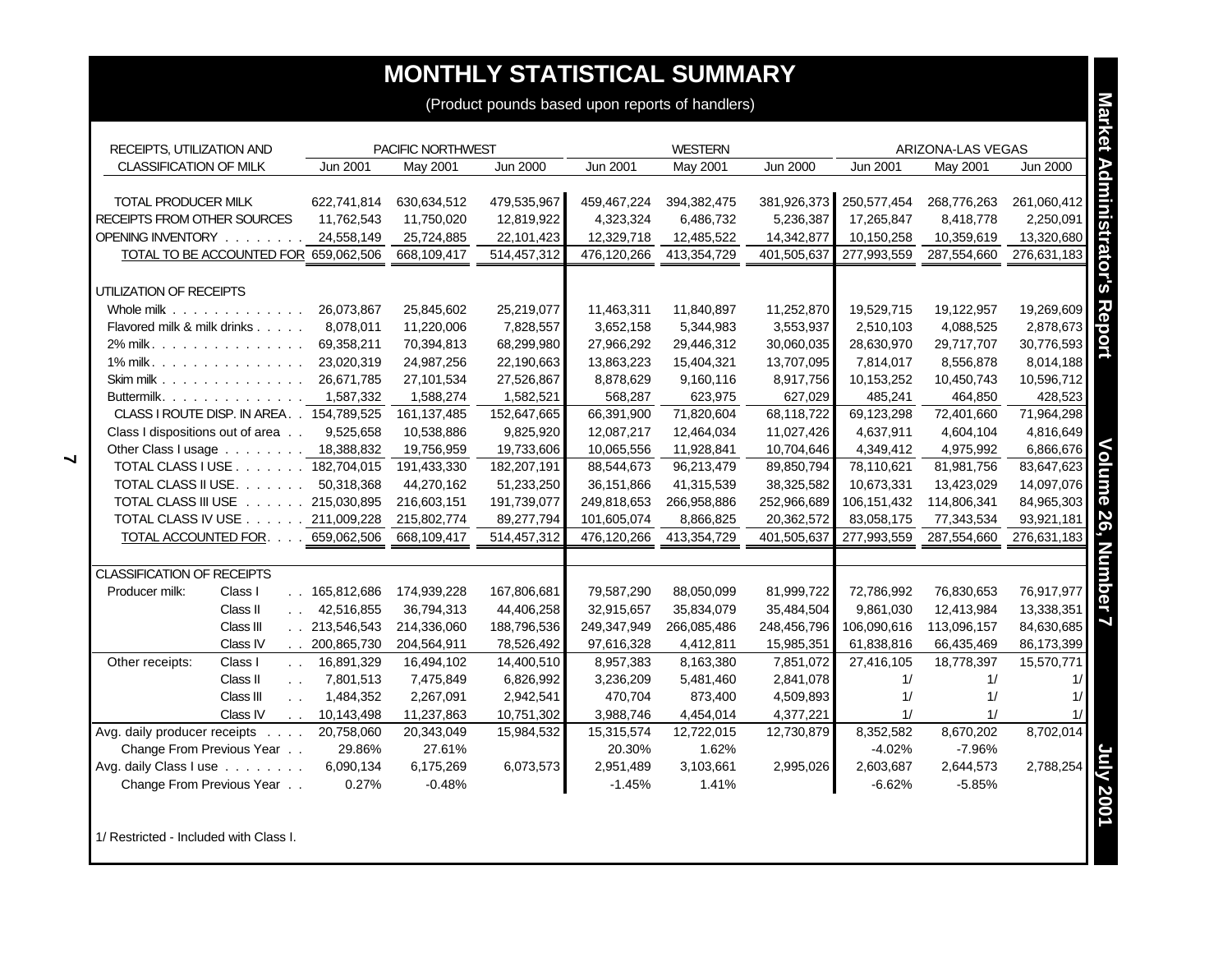# MONTHLY STATISTICAL SUMMARY

(Product pounds based upon reports of handlers)

| RECEIPTS, UTILIZATION AND CLASSIFICATION OF MILK | | PACIFIC NORTHWEST Jun 2001 | May 2001 | Jun 2000 | WESTERN Jun 2001 | May 2001 | Jun 2000 | ARIZONA-LAS VEGAS Jun 2001 | May 2001 | Jun 2000 |
|---|---|---|---|---|---|---|---|---|---|---|
| TOTAL PRODUCER MILK | | 622,741,814 | 630,634,512 | 479,535,967 | 459,467,224 | 394,382,475 | 381,926,373 | 250,577,454 | 268,776,263 | 261,060,412 |
| RECEIPTS FROM OTHER SOURCES | | 11,762,543 | 11,750,020 | 12,819,922 | 4,323,324 | 6,486,732 | 5,236,387 | 17,265,847 | 8,418,778 | 2,250,091 |
| OPENING INVENTORY | | 24,558,149 | 25,724,885 | 22,101,423 | 12,329,718 | 12,485,522 | 14,342,877 | 10,150,258 | 10,359,619 | 13,320,680 |
| TOTAL TO BE ACCOUNTED FOR | | 659,062,506 | 668,109,417 | 514,457,312 | 476,120,266 | 413,354,729 | 401,505,637 | 277,993,559 | 287,554,660 | 276,631,183 |
| UTILIZATION OF RECEIPTS | | | | | | | | | | |
| Whole milk | | 26,073,867 | 25,845,602 | 25,219,077 | 11,463,311 | 11,840,897 | 11,252,870 | 19,529,715 | 19,122,957 | 19,269,609 |
| Flavored milk & milk drinks | | 8,078,011 | 11,220,006 | 7,828,557 | 3,652,158 | 5,344,983 | 3,553,937 | 2,510,103 | 4,088,525 | 2,878,673 |
| 2% milk | | 69,358,211 | 70,394,813 | 68,299,980 | 27,966,292 | 29,446,312 | 30,060,035 | 28,630,970 | 29,717,707 | 30,776,593 |
| 1% milk | | 23,020,319 | 24,987,256 | 22,190,663 | 13,863,223 | 15,404,321 | 13,707,095 | 7,814,017 | 8,556,878 | 8,014,188 |
| Skim milk | | 26,671,785 | 27,101,534 | 27,526,867 | 8,878,629 | 9,160,116 | 8,917,756 | 10,153,252 | 10,450,743 | 10,596,712 |
| Buttermilk | | 1,587,332 | 1,588,274 | 1,582,521 | 568,287 | 623,975 | 627,029 | 485,241 | 464,850 | 428,523 |
| CLASS I ROUTE DISP. IN AREA | | 154,789,525 | 161,137,485 | 152,647,665 | 66,391,900 | 71,820,604 | 68,118,722 | 69,123,298 | 72,401,660 | 71,964,298 |
| Class I dispositions out of area | | 9,525,658 | 10,538,886 | 9,825,920 | 12,087,217 | 12,464,034 | 11,027,426 | 4,637,911 | 4,604,104 | 4,816,649 |
| Other Class I usage | | 18,388,832 | 19,756,959 | 19,733,606 | 10,065,556 | 11,928,841 | 10,704,646 | 4,349,412 | 4,975,992 | 6,866,676 |
| TOTAL CLASS I USE | | 182,704,015 | 191,433,330 | 182,207,191 | 88,544,673 | 96,213,479 | 89,850,794 | 78,110,621 | 81,981,756 | 83,647,623 |
| TOTAL CLASS II USE | | 50,318,368 | 44,270,162 | 51,233,250 | 36,151,866 | 41,315,539 | 38,325,582 | 10,673,331 | 13,423,029 | 14,097,076 |
| TOTAL CLASS III USE | | 215,030,895 | 216,603,151 | 191,739,077 | 249,818,653 | 266,958,886 | 252,966,689 | 106,151,432 | 114,806,341 | 84,965,303 |
| TOTAL CLASS IV USE | | 211,009,228 | 215,802,774 | 89,277,794 | 101,605,074 | 8,866,825 | 20,362,572 | 83,058,175 | 77,343,534 | 93,921,181 |
| TOTAL ACCOUNTED FOR | | 659,062,506 | 668,109,417 | 514,457,312 | 476,120,266 | 413,354,729 | 401,505,637 | 277,993,559 | 287,554,660 | 276,631,183 |
| CLASSIFICATION OF RECEIPTS | | | | | | | | | | |
| Producer milk: | Class I | 165,812,686 | 174,939,228 | 167,806,681 | 79,587,290 | 88,050,099 | 81,999,722 | 72,786,992 | 76,830,653 | 76,917,977 |
| | Class II | 42,516,855 | 36,794,313 | 44,406,258 | 32,915,657 | 35,834,079 | 35,484,504 | 9,861,030 | 12,413,984 | 13,338,351 |
| | Class III | 213,546,543 | 214,336,060 | 188,796,536 | 249,347,949 | 266,085,486 | 248,456,796 | 106,090,616 | 113,096,157 | 84,630,685 |
| | Class IV | 200,865,730 | 204,564,911 | 78,526,492 | 97,616,328 | 4,412,811 | 15,985,351 | 61,838,816 | 66,435,469 | 86,173,399 |
| Other receipts: | Class I | 16,891,329 | 16,494,102 | 14,400,510 | 8,957,383 | 8,163,380 | 7,851,072 | 27,416,105 | 18,778,397 | 15,570,771 |
| | Class II | 7,801,513 | 7,475,849 | 6,826,992 | 3,236,209 | 5,481,460 | 2,841,078 | 1/ | 1/ | 1/ |
| | Class III | 1,484,352 | 2,267,091 | 2,942,541 | 470,704 | 873,400 | 4,509,893 | 1/ | 1/ | 1/ |
| | Class IV | 10,143,498 | 11,237,863 | 10,751,302 | 3,988,746 | 4,454,014 | 4,377,221 | 1/ | 1/ | 1/ |
| Avg. daily producer receipts | | 20,758,060 | 20,343,049 | 15,984,532 | 15,315,574 | 12,722,015 | 12,730,879 | 8,352,582 | 8,670,202 | 8,702,014 |
| Change From Previous Year | | 29.86% | 27.61% | | 20.30% | 1.62% | | -4.02% | -7.96% | |
| Avg. daily Class I use | | 6,090,134 | 6,175,269 | 6,073,573 | 2,951,489 | 3,103,661 | 2,995,026 | 2,603,687 | 2,644,573 | 2,788,254 |
| Change From Previous Year | | 0.27% | -0.48% | | -1.45% | 1.41% | | -6.62% | -5.85% | |

1/ Restricted - Included with Class I.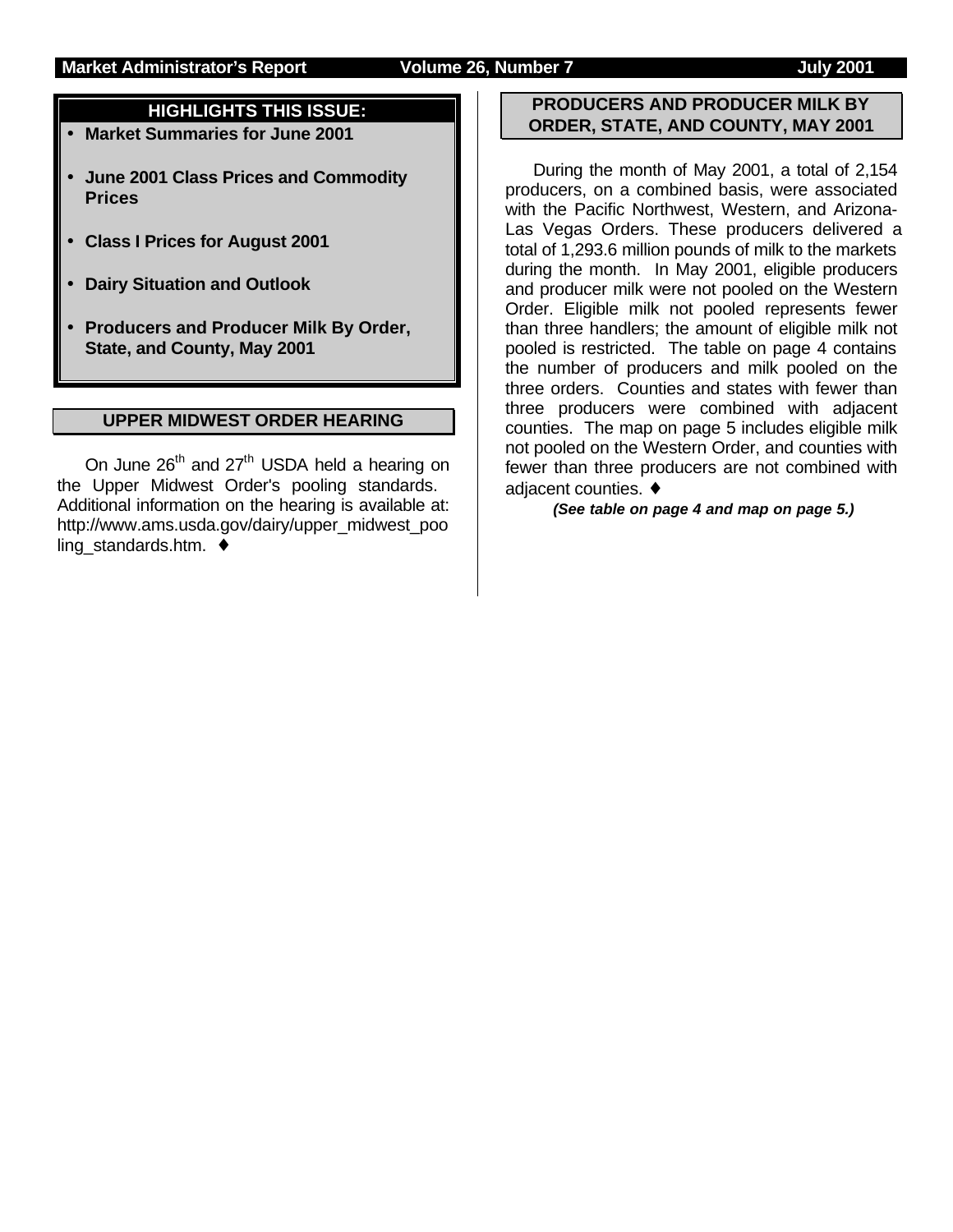## HIGHLIGHTS THIS ISSUE:

- **Market Summaries for June 2001**
- **June 2001 Class Prices and Commodity Prices**
- **Class I Prices for August 2001**
- **Dairy Situation and Outlook**
- **Producers and Producer Milk By Order, State, and County, May 2001**

## UPPER MIDWEST ORDER HEARING

On June 26th and 27th USDA held a hearing on the Upper Midwest Order's pooling standards. Additional information on the hearing is available at: http://www.ams.usda.gov/dairy/upper_midwest_pooling_standards.htm. ♦

## PRODUCERS AND PRODUCER MILK BY ORDER, STATE, AND COUNTY, MAY 2001

During the month of May 2001, a total of 2,154 producers, on a combined basis, were associated with the Pacific Northwest, Western, and Arizona-Las Vegas Orders. These producers delivered a total of 1,293.6 million pounds of milk to the markets during the month. In May 2001, eligible producers and producer milk were not pooled on the Western Order. Eligible milk not pooled represents fewer than three handlers; the amount of eligible milk not pooled is restricted. The table on page 4 contains the number of producers and milk pooled on the three orders. Counties and states with fewer than three producers were combined with adjacent counties. The map on page 5 includes eligible milk not pooled on the Western Order, and counties with fewer than three producers are not combined with adjacent counties. ♦

***(See table on page 4 and map on page 5.)***